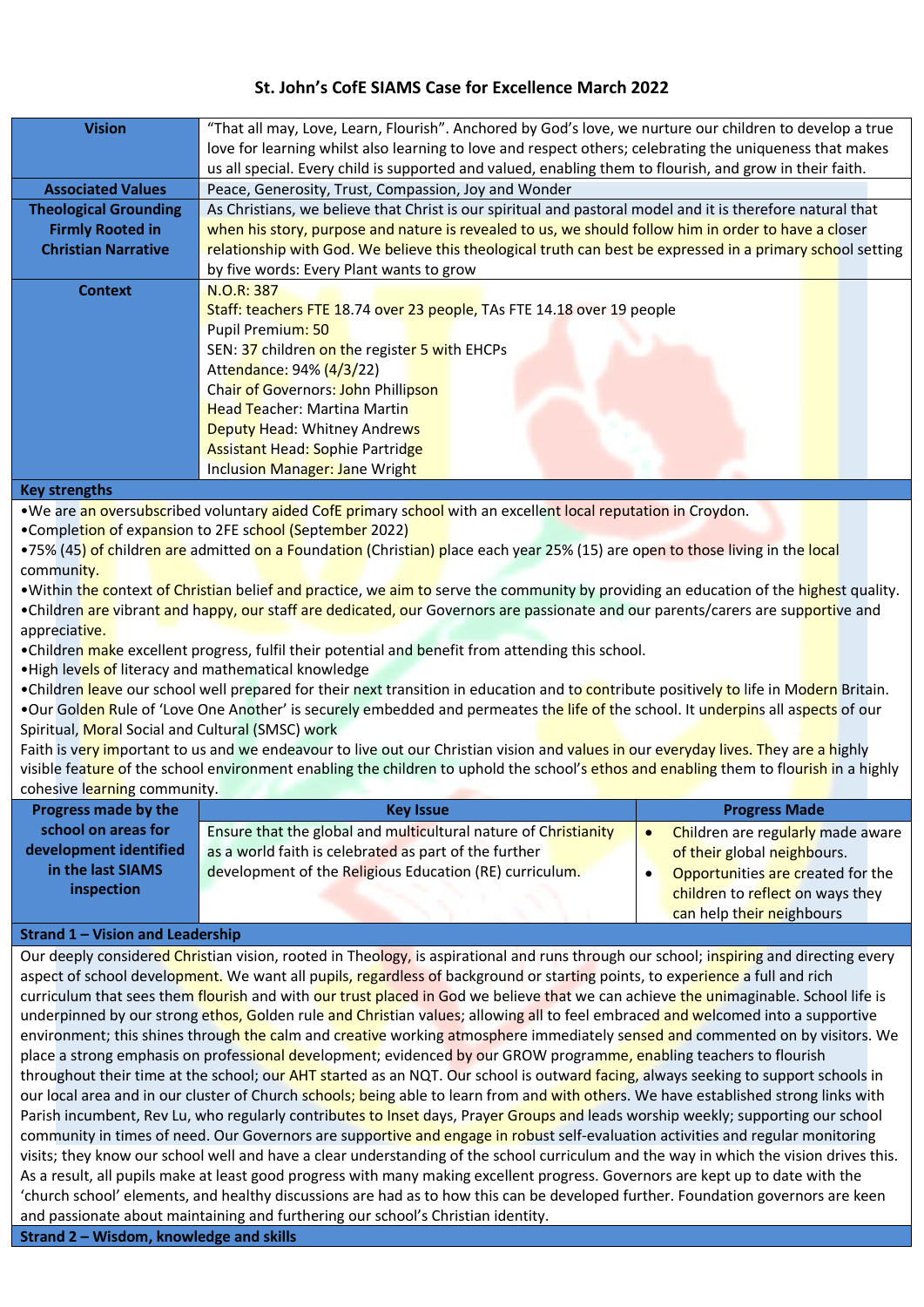# St. John's CofE SIAMS Case for Excellence March 2022

| | |
|---|---|
| **Vision** | "That all may, Love, Learn, Flourish". Anchored by God's love, we nurture our children to develop a true love for learning whilst also learning to love and respect others; celebrating the uniqueness that makes us all special. Every child is supported and valued, enabling them to flourish, and grow in their faith. |
| **Associated Values** | Peace, Generosity, Trust, Compassion, Joy and Wonder |
| **Theological Grounding Firmly Rooted in Christian Narrative** | As Christians, we believe that Christ is our spiritual and pastoral model and it is therefore natural that when his story, purpose and nature is revealed to us, we should follow him in order to have a closer relationship with God. We believe this theological truth can best be expressed in a primary school setting by five words: Every Plant wants to grow |
| **Context** | N.O.R: 387<br>Staff: teachers FTE 18.74 over 23 people, TAs FTE 14.18 over 19 people<br>Pupil Premium: 50<br>SEN: 37 children on the register 5 with EHCPs<br>Attendance: 94% (4/3/22)<br>Chair of Governors: John Phillipson<br>Head Teacher: Martina Martin<br>Deputy Head: Whitney Andrews<br>Assistant Head: Sophie Partridge<br>Inclusion Manager: Jane Wright |

## Key strengths

- We are an oversubscribed voluntary aided CofE primary school with an excellent local reputation in Croydon.
- Completion of expansion to 2FE school (September 2022)
- 75% (45) of children are admitted on a Foundation (Christian) place each year 25% (15) are open to those living in the local community.
- Within the context of Christian belief and practice, we aim to serve the community by providing an education of the highest quality.
- Children are vibrant and happy, our staff are dedicated, our Governors are passionate and our parents/carers are supportive and appreciative.
- Children make excellent progress, fulfil their potential and benefit from attending this school.
- High levels of literacy and mathematical knowledge
- Children leave our school well prepared for their next transition in education and to contribute positively to life in Modern Britain.
- Our Golden Rule of 'Love One Another' is securely embedded and permeates the life of the school. It underpins all aspects of our Spiritual, Moral Social and Cultural (SMSC) work

Faith is very important to us and we endeavour to live out our Christian vision and values in our everyday lives. They are a highly visible feature of the school environment enabling the children to uphold the school's ethos and enabling them to flourish in a highly cohesive learning community.

| **Progress made by the school on areas for development identified in the last SIAMS inspection** | **Key Issue** | **Progress Made** |
|---|---|---|
| | Ensure that the global and multicultural nature of Christianity as a world faith is celebrated as part of the further development of the Religious Education (RE) curriculum. | • Children are regularly made aware of their global neighbours.<br>• Opportunities are created for the children to reflect on ways they can help their neighbours |

## Strand 1 – Vision and Leadership

Our deeply considered Christian vision, rooted in Theology, is aspirational and runs through our school; inspiring and directing every aspect of school development. We want all pupils, regardless of background or starting points, to experience a full and rich curriculum that sees them flourish and with our trust placed in God we believe that we can achieve the unimaginable. School life is underpinned by our strong ethos, Golden rule and Christian values; allowing all to feel embraced and welcomed into a supportive environment; this shines through the calm and creative working atmosphere immediately sensed and commented on by visitors. We place a strong emphasis on professional development; evidenced by our GROW programme, enabling teachers to flourish throughout their time at the school; our AHT started as an NQT. Our school is outward facing, always seeking to support schools in our local area and in our cluster of Church schools; being able to learn from and with others. We have established strong links with Parish incumbent, Rev Lu, who regularly contributes to Inset days, Prayer Groups and leads worship weekly; supporting our school community in times of need. Our Governors are supportive and engage in robust self-evaluation activities and regular monitoring visits; they know our school well and have a clear understanding of the school curriculum and the way in which the vision drives this. As a result, all pupils make at least good progress with many making excellent progress. Governors are kept up to date with the 'church school' elements, and healthy discussions are had as to how this can be developed further. Foundation governors are keen and passionate about maintaining and furthering our school's Christian identity.

## Strand 2 – Wisdom, knowledge and skills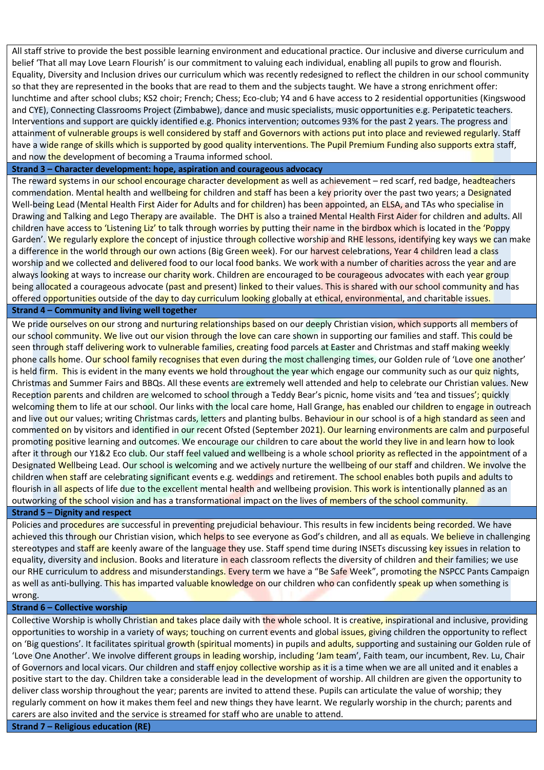All staff strive to provide the best possible learning environment and educational practice. Our inclusive and diverse curriculum and belief 'That all may Love Learn Flourish' is our commitment to valuing each individual, enabling all pupils to grow and flourish. Equality, Diversity and Inclusion drives our curriculum which was recently redesigned to reflect the children in our school community so that they are represented in the books that are read to them and the subjects taught. We have a strong enrichment offer: lunchtime and after school clubs; KS2 choir; French; Chess; Eco-club; Y4 and 6 have access to 2 residential opportunities (Kingswood and CYE), Connecting Classrooms Project (Zimbabwe), dance and music specialists, music opportunities e.g. Peripatetic teachers. Interventions and support are quickly identified e.g. Phonics intervention; outcomes 93% for the past 2 years. The progress and attainment of vulnerable groups is well considered by staff and Governors with actions put into place and reviewed regularly. Staff have a wide range of skills which is supported by good quality interventions. The Pupil Premium Funding also supports extra staff, and now the development of becoming a Trauma informed school.

**Strand 3 – Character development: hope, aspiration and courageous advocacy**

The reward systems in our school encourage character development as well as achievement – red scarf, red badge, headteachers commendation. Mental health and wellbeing for children and staff has been a key priority over the past two years; a Designated Well-being Lead (Mental Health First Aider for Adults and for children) has been appointed, an ELSA, and TAs who specialise in Drawing and Talking and Lego Therapy are available. The DHT is also a trained Mental Health First Aider for children and adults. All children have access to 'Listening Liz' to talk through worries by putting their name in the birdbox which is located in the 'Poppy Garden'. We regularly explore the concept of injustice through collective worship and RHE lessons, identifying key ways we can make a difference in the world through our own actions (Big Green week). For our harvest celebrations, Year 4 children lead a class worship and we collected and delivered food to our local food banks. We work with a number of charities across the year and are always looking at ways to increase our charity work. Children are encouraged to be courageous advocates with each year group being allocated a courageous advocate (past and present) linked to their values. This is shared with our school community and has offered opportunities outside of the day to day curriculum looking globally at ethical, environmental, and charitable issues.

**Strand 4 – Community and living well together**

We pride ourselves on our strong and nurturing relationships based on our deeply Christian vision, which supports all members of our school community. We live out our vision through the love can care shown in supporting our families and staff. This could be seen through staff delivering work to vulnerable families, creating food parcels at Easter and Christmas and staff making weekly phone calls home. Our school family recognises that even during the most challenging times, our Golden rule of 'Love one another' is held firm. This is evident in the many events we hold throughout the year which engage our community such as our quiz nights, Christmas and Summer Fairs and BBQs. All these events are extremely well attended and help to celebrate our Christian values. New Reception parents and children are welcomed to school through a Teddy Bear's picnic, home visits and 'tea and tissues'; quickly welcoming them to life at our school. Our links with the local care home, Hall Grange, has enabled our children to engage in outreach and live out our values; writing Christmas cards, letters and planting bulbs. Behaviour in our school is of a high standard as seen and commented on by visitors and identified in our recent Ofsted (September 2021). Our learning environments are calm and purposeful promoting positive learning and outcomes. We encourage our children to care about the world they live in and learn how to look after it through our Y1&2 Eco club. Our staff feel valued and wellbeing is a whole school priority as reflected in the appointment of a Designated Wellbeing Lead. Our school is welcoming and we actively nurture the wellbeing of our staff and children. We involve the children when staff are celebrating significant events e.g. weddings and retirement. The school enables both pupils and adults to flourish in all aspects of life due to the excellent mental health and wellbeing provision. This work is intentionally planned as an outworking of the school vision and has a transformational impact on the lives of members of the school community.

**Strand 5 – Dignity and respect**

Policies and procedures are successful in preventing prejudicial behaviour. This results in few incidents being recorded. We have achieved this through our Christian vision, which helps to see everyone as God's children, and all as equals. We believe in challenging stereotypes and staff are keenly aware of the language they use. Staff spend time during INSETs discussing key issues in relation to equality, diversity and inclusion. Books and literature in each classroom reflects the diversity of children and their families; we use our RHE curriculum to address and misunderstandings. Every term we have a "Be Safe Week", promoting the NSPCC Pants Campaign as well as anti-bullying. This has imparted valuable knowledge on our children who can confidently speak up when something is wrong.

**Strand 6 – Collective worship**

Collective Worship is wholly Christian and takes place daily with the whole school. It is creative, inspirational and inclusive, providing opportunities to worship in a variety of ways; touching on current events and global issues, giving children the opportunity to reflect on 'Big questions'. It facilitates spiritual growth (spiritual moments) in pupils and adults, supporting and sustaining our Golden rule of 'Love One Another'. We involve different groups in leading worship, including 'Jam team', Faith team, our incumbent, Rev. Lu, Chair of Governors and local vicars. Our children and staff enjoy collective worship as it is a time when we are all united and it enables a positive start to the day. Children take a considerable lead in the development of worship. All children are given the opportunity to deliver class worship throughout the year; parents are invited to attend these. Pupils can articulate the value of worship; they regularly comment on how it makes them feel and new things they have learnt. We regularly worship in the church; parents and carers are also invited and the service is streamed for staff who are unable to attend.

**Strand 7 – Religious education (RE)**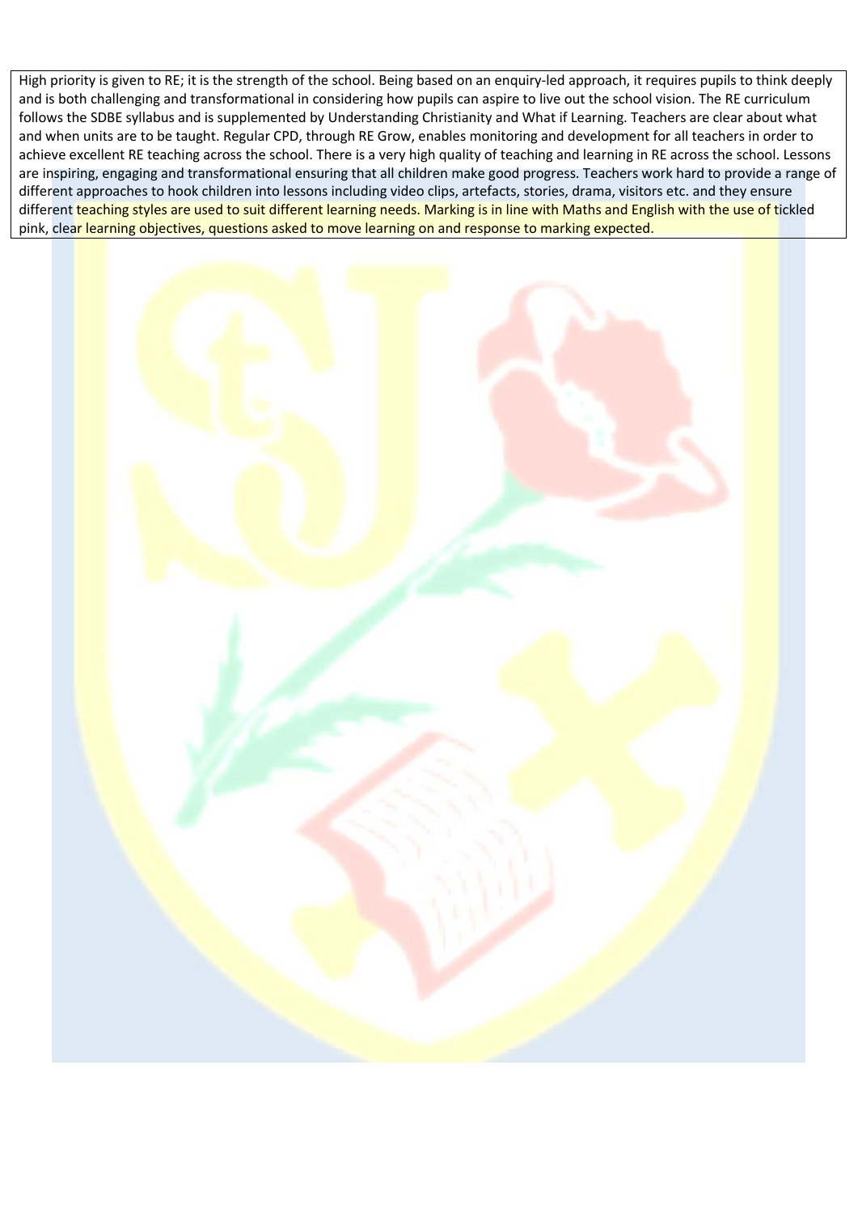High priority is given to RE; it is the strength of the school. Being based on an enquiry-led approach, it requires pupils to think deeply and is both challenging and transformational in considering how pupils can aspire to live out the school vision. The RE curriculum follows the SDBE syllabus and is supplemented by Understanding Christianity and What if Learning. Teachers are clear about what and when units are to be taught. Regular CPD, through RE Grow, enables monitoring and development for all teachers in order to achieve excellent RE teaching across the school. There is a very high quality of teaching and learning in RE across the school. Lessons are inspiring, engaging and transformational ensuring that all children make good progress. Teachers work hard to provide a range of different approaches to hook children into lessons including video clips, artefacts, stories, drama, visitors etc. and they ensure different teaching styles are used to suit different learning needs. Marking is in line with Maths and English with the use of tickled pink, clear learning objectives, questions asked to move learning on and response to marking expected.